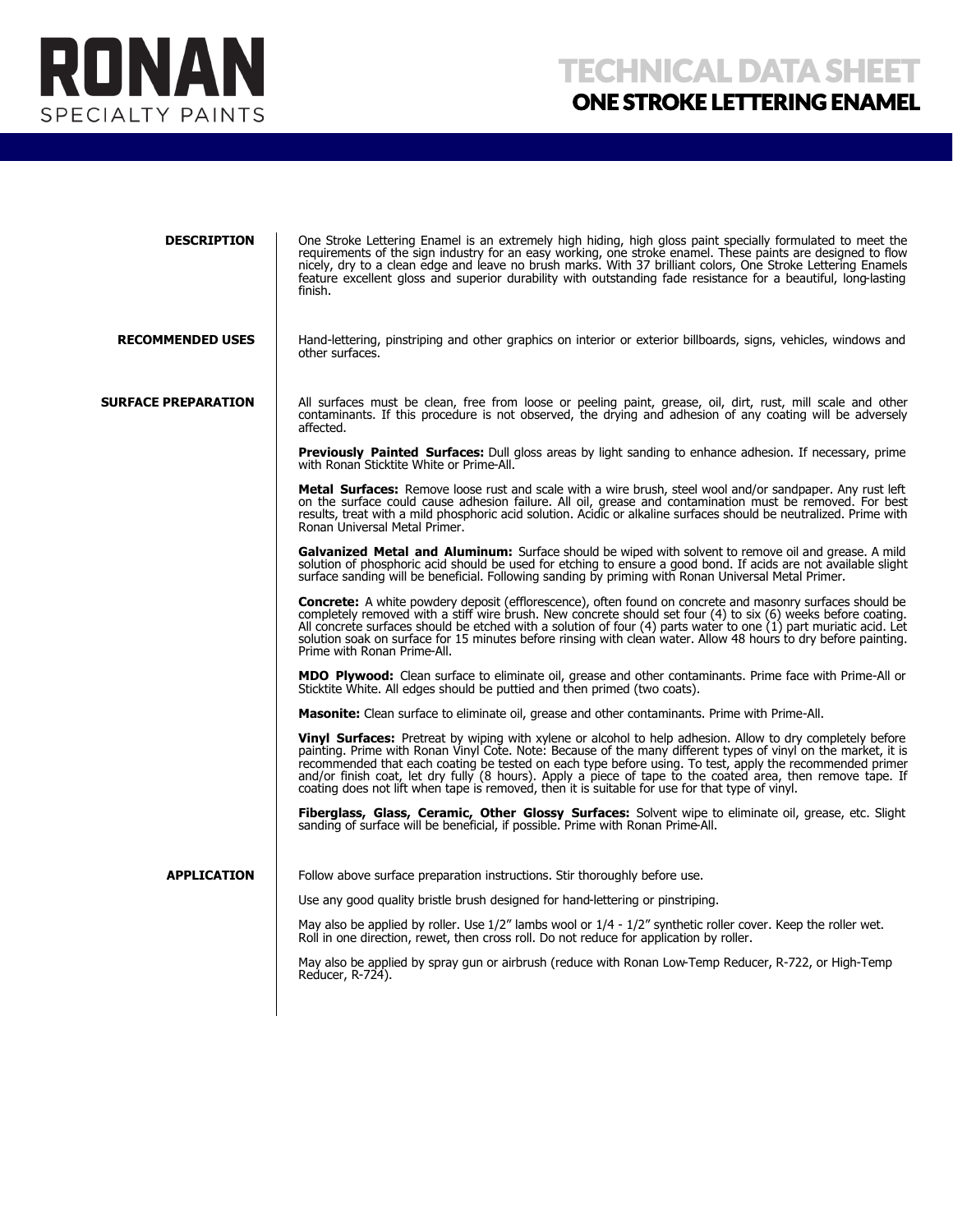# RONAN
SPECIALTY PAINTS

# TECHNICAL DATA SHEET
## ONE STROKE LETTERING ENAMEL

**DESCRIPTION**

One Stroke Lettering Enamel is an extremely high hiding, high gloss paint specially formulated to meet the requirements of the sign industry for an easy working, one stroke enamel. These paints are designed to flow nicely, dry to a clean edge and leave no brush marks. With 37 brilliant colors, One Stroke Lettering Enamels feature excellent gloss and superior durability with outstanding fade resistance for a beautiful, long-lasting finish.

**RECOMMENDED USES**

Hand-lettering, pinstriping and other graphics on interior or exterior billboards, signs, vehicles, windows and other surfaces.

**SURFACE PREPARATION**

All surfaces must be clean, free from loose or peeling paint, grease, oil, dirt, rust, mill scale and other contaminants. If this procedure is not observed, the drying and adhesion of any coating will be adversely affected.

**Previously Painted Surfaces:** Dull gloss areas by light sanding to enhance adhesion. If necessary, prime with Ronan Sticktite White or Prime-All.

**Metal Surfaces:** Remove loose rust and scale with a wire brush, steel wool and/or sandpaper. Any rust left on the surface could cause adhesion failure. All oil, grease and contamination must be removed. For best results, treat with a mild phosphoric acid solution. Acidic or alkaline surfaces should be neutralized. Prime with Ronan Universal Metal Primer.

**Galvanized Metal and Aluminum:** Surface should be wiped with solvent to remove oil and grease. A mild solution of phosphoric acid should be used for etching to ensure a good bond. If acids are not available slight surface sanding will be beneficial. Following sanding by priming with Ronan Universal Metal Primer.

**Concrete:** A white powdery deposit (efflorescence), often found on concrete and masonry surfaces should be completely removed with a stiff wire brush. New concrete should set four (4) to six (6) weeks before coating. All concrete surfaces should be etched with a solution of four (4) parts water to one (1) part muriatic acid. Let solution soak on surface for 15 minutes before rinsing with clean water. Allow 48 hours to dry before painting. Prime with Ronan Prime-All.

**MDO Plywood:** Clean surface to eliminate oil, grease and other contaminants. Prime face with Prime-All or Sticktite White. All edges should be puttied and then primed (two coats).

**Masonite:** Clean surface to eliminate oil, grease and other contaminants. Prime with Prime-All.

**Vinyl Surfaces:** Pretreat by wiping with xylene or alcohol to help adhesion. Allow to dry completely before painting. Prime with Ronan Vinyl Cote. Note: Because of the many different types of vinyl on the market, it is recommended that each coating be tested on each type before using. To test, apply the recommended primer and/or finish coat, let dry fully (8 hours). Apply a piece of tape to the coated area, then remove tape. If coating does not lift when tape is removed, then it is suitable for use for that type of vinyl.

**Fiberglass, Glass, Ceramic, Other Glossy Surfaces:** Solvent wipe to eliminate oil, grease, etc. Slight sanding of surface will be beneficial, if possible. Prime with Ronan Prime-All.

**APPLICATION**

Follow above surface preparation instructions. Stir thoroughly before use.

Use any good quality bristle brush designed for hand-lettering or pinstriping.

May also be applied by roller. Use 1/2″ lambs wool or 1/4 - 1/2″ synthetic roller cover. Keep the roller wet. Roll in one direction, rewet, then cross roll. Do not reduce for application by roller.

May also be applied by spray gun or airbrush (reduce with Ronan Low-Temp Reducer, R-722, or High-Temp Reducer, R-724).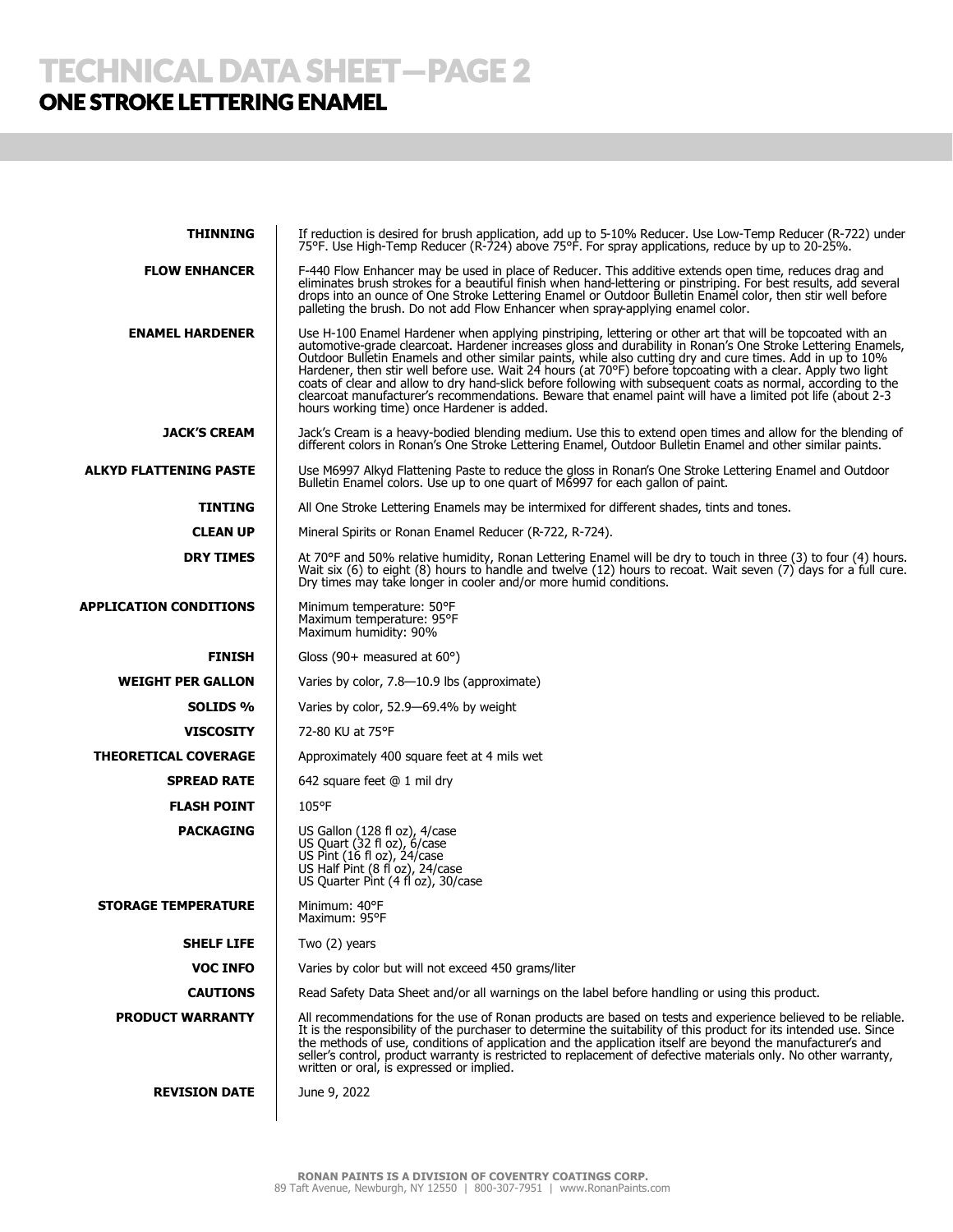# TECHNICAL DATA SHEET—PAGE 2

## ONE STROKE LETTERING ENAMEL

| | |
|---|---|
| **THINNING** | If reduction is desired for brush application, add up to 5-10% Reducer. Use Low-Temp Reducer (R-722) under 75°F. Use High-Temp Reducer (R-724) above 75°F. For spray applications, reduce by up to 20-25%. |
| **FLOW ENHANCER** | F-440 Flow Enhancer may be used in place of Reducer. This additive extends open time, reduces drag and eliminates brush strokes for a beautiful finish when hand-lettering or pinstriping. For best results, add several drops into an ounce of One Stroke Lettering Enamel or Outdoor Bulletin Enamel color, then stir well before palleting the brush. Do not add Flow Enhancer when spray-applying enamel color. |
| **ENAMEL HARDENER** | Use H-100 Enamel Hardener when applying pinstriping, lettering or other art that will be topcoated with an automotive-grade clearcoat. Hardener increases gloss and durability in Ronan's One Stroke Lettering Enamels, Outdoor Bulletin Enamels and other similar paints, while also cutting dry and cure times. Add in up to 10% Hardener, then stir well before use. Wait 24 hours (at 70°F) before topcoating with a clear. Apply two light coats of clear and allow to dry hand-slick before following with subsequent coats as normal, according to the clearcoat manufacturer's recommendations. Beware that enamel paint will have a limited pot life (about 2-3 hours working time) once Hardener is added. |
| **JACK'S CREAM** | Jack's Cream is a heavy-bodied blending medium. Use this to extend open times and allow for the blending of different colors in Ronan's One Stroke Lettering Enamel, Outdoor Bulletin Enamel and other similar paints. |
| **ALKYD FLATTENING PASTE** | Use M6997 Alkyd Flattening Paste to reduce the gloss in Ronan's One Stroke Lettering Enamel and Outdoor Bulletin Enamel colors. Use up to one quart of M6997 for each gallon of paint. |
| **TINTING** | All One Stroke Lettering Enamels may be intermixed for different shades, tints and tones. |
| **CLEAN UP** | Mineral Spirits or Ronan Enamel Reducer (R-722, R-724). |
| **DRY TIMES** | At 70°F and 50% relative humidity, Ronan Lettering Enamel will be dry to touch in three (3) to four (4) hours. Wait six (6) to eight (8) hours to handle and twelve (12) hours to recoat. Wait seven (7) days for a full cure. Dry times may take longer in cooler and/or more humid conditions. |
| **APPLICATION CONDITIONS** | Minimum temperature: 50°F<br>Maximum temperature: 95°F<br>Maximum humidity: 90% |
| **FINISH** | Gloss (90+ measured at 60°) |
| **WEIGHT PER GALLON** | Varies by color, 7.8—10.9 lbs (approximate) |
| **SOLIDS %** | Varies by color, 52.9—69.4% by weight |
| **VISCOSITY** | 72-80 KU at 75°F |
| **THEORETICAL COVERAGE** | Approximately 400 square feet at 4 mils wet |
| **SPREAD RATE** | 642 square feet @ 1 mil dry |
| **FLASH POINT** | 105°F |
| **PACKAGING** | US Gallon (128 fl oz), 4/case<br>US Quart (32 fl oz), 6/case<br>US Pint (16 fl oz), 24/case<br>US Half Pint (8 fl oz), 24/case<br>US Quarter Pint (4 fl oz), 30/case |
| **STORAGE TEMPERATURE** | Minimum: 40°F<br>Maximum: 95°F |
| **SHELF LIFE** | Two (2) years |
| **VOC INFO** | Varies by color but will not exceed 450 grams/liter |
| **CAUTIONS** | Read Safety Data Sheet and/or all warnings on the label before handling or using this product. |
| **PRODUCT WARRANTY** | All recommendations for the use of Ronan products are based on tests and experience believed to be reliable. It is the responsibility of the purchaser to determine the suitability of this product for its intended use. Since the methods of use, conditions of application and the application itself are beyond the manufacturer's and seller's control, product warranty is restricted to replacement of defective materials only. No other warranty, written or oral, is expressed or implied. |
| **REVISION DATE** | June 9, 2022 |

**RONAN PAINTS IS A DIVISION OF COVENTRY COATINGS CORP.**
89 Taft Avenue, Newburgh, NY 12550 | 800-307-7951 | www.RonanPaints.com